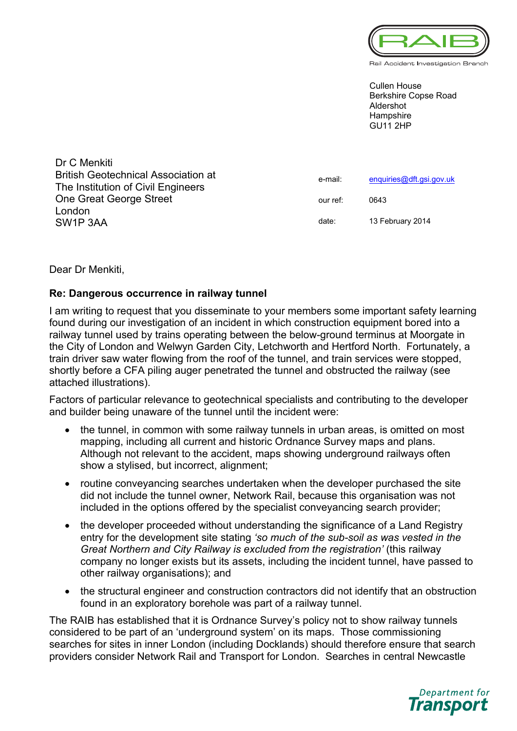RAIB

Rail Accident Investigation Branch

Cullen House
Berkshire Copse Road
Aldershot
Hampshire
GU11 2HP

Dr C Menkiti
British Geotechnical Association at
The Institution of Civil Engineers
One Great George Street
London
SW1P 3AA

e-mail: enquiries@dft.gsi.gov.uk

our ref: 0643

date: 13 February 2014

Dear Dr Menkiti,

**Re: Dangerous occurrence in railway tunnel**

I am writing to request that you disseminate to your members some important safety learning found during our investigation of an incident in which construction equipment bored into a railway tunnel used by trains operating between the below-ground terminus at Moorgate in the City of London and Welwyn Garden City, Letchworth and Hertford North. Fortunately, a train driver saw water flowing from the roof of the tunnel, and train services were stopped, shortly before a CFA piling auger penetrated the tunnel and obstructed the railway (see attached illustrations).

Factors of particular relevance to geotechnical specialists and contributing to the developer and builder being unaware of the tunnel until the incident were:

- the tunnel, in common with some railway tunnels in urban areas, is omitted on most mapping, including all current and historic Ordnance Survey maps and plans. Although not relevant to the accident, maps showing underground railways often show a stylised, but incorrect, alignment;
- routine conveyancing searches undertaken when the developer purchased the site did not include the tunnel owner, Network Rail, because this organisation was not included in the options offered by the specialist conveyancing search provider;
- the developer proceeded without understanding the significance of a Land Registry entry for the development site stating *'so much of the sub-soil as was vested in the Great Northern and City Railway is excluded from the registration'* (this railway company no longer exists but its assets, including the incident tunnel, have passed to other railway organisations); and
- the structural engineer and construction contractors did not identify that an obstruction found in an exploratory borehole was part of a railway tunnel.

The RAIB has established that it is Ordnance Survey's policy not to show railway tunnels considered to be part of an 'underground system' on its maps. Those commissioning searches for sites in inner London (including Docklands) should therefore ensure that search providers consider Network Rail and Transport for London. Searches in central Newcastle

Department for Transport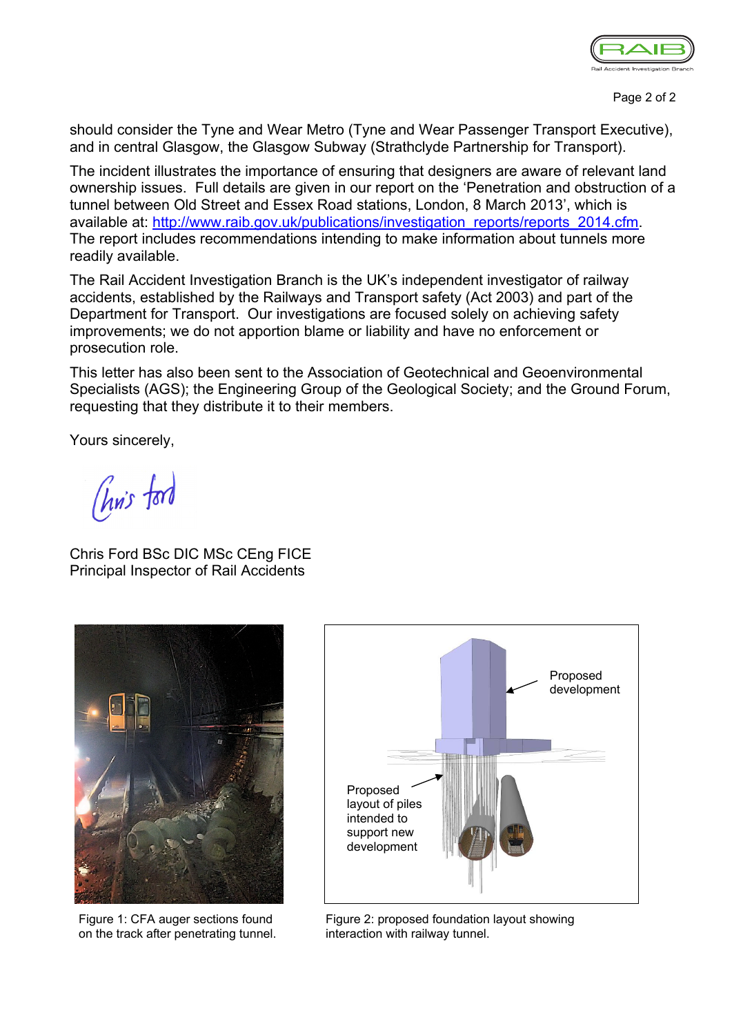should consider the Tyne and Wear Metro (Tyne and Wear Passenger Transport Executive), and in central Glasgow, the Glasgow Subway (Strathclyde Partnership for Transport).

The incident illustrates the importance of ensuring that designers are aware of relevant land ownership issues. Full details are given in our report on the 'Penetration and obstruction of a tunnel between Old Street and Essex Road stations, London, 8 March 2013', which is available at: http://www.raib.gov.uk/publications/investigation_reports/reports_2014.cfm. The report includes recommendations intending to make information about tunnels more readily available.

The Rail Accident Investigation Branch is the UK's independent investigator of railway accidents, established by the Railways and Transport safety (Act 2003) and part of the Department for Transport. Our investigations are focused solely on achieving safety improvements; we do not apportion blame or liability and have no enforcement or prosecution role.

This letter has also been sent to the Association of Geotechnical and Geoenvironmental Specialists (AGS); the Engineering Group of the Geological Society; and the Ground Forum, requesting that they distribute it to their members.

Yours sincerely,

Chris Ford BSc DIC MSc CEng FICE
Principal Inspector of Rail Accidents

Figure 1: CFA auger sections found on the track after penetrating tunnel.

Proposed development

Proposed layout of piles intended to support new development

Figure 2: proposed foundation layout showing interaction with railway tunnel.